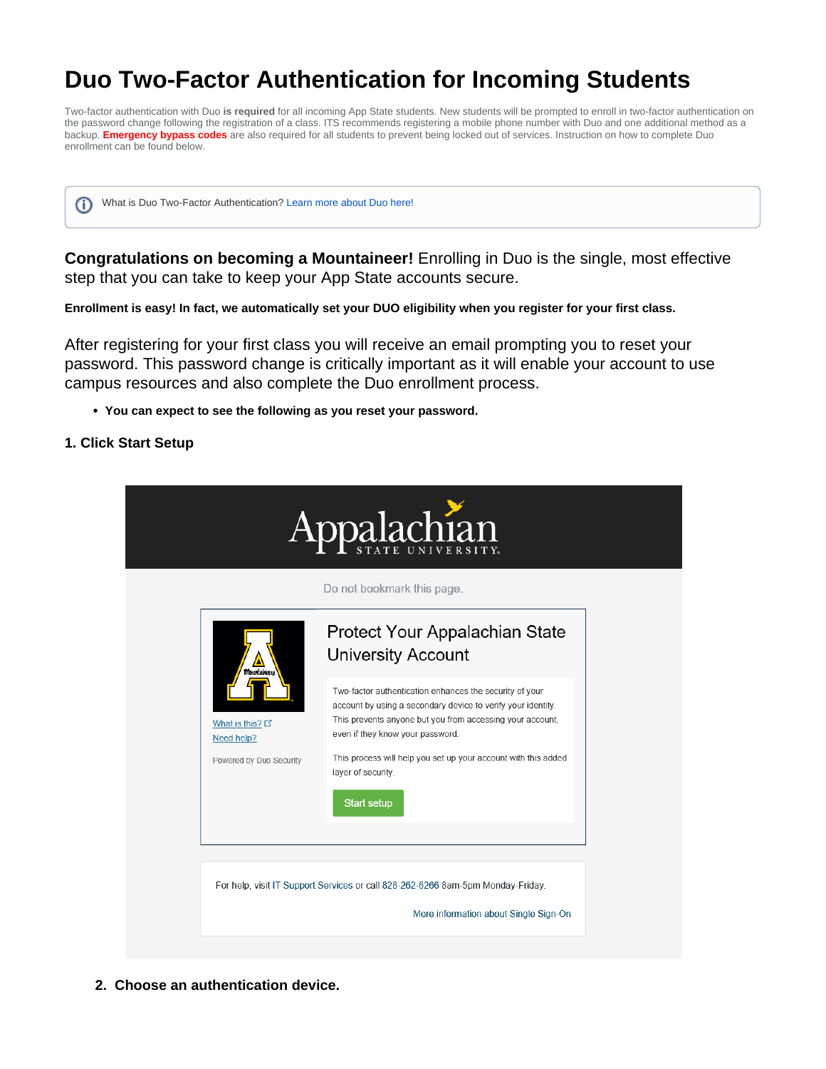# Duo Two-Factor Authentication for Incoming Students

Two-factor authentication with Duo **is required** for all incoming App State students. New students will be prompted to enroll in two-factor authentication on the password change following the registration of a class. ITS recommends registering a mobile phone number with Duo and one additional method as a backup. **Emergency bypass codes** are also required for all students to prevent being locked out of services. Instruction on how to complete Duo enrollment can be found below.

> What is Duo Two-Factor Authentication? Learn more about Duo here!

**Congratulations on becoming a Mountaineer!** Enrolling in Duo is the single, most effective step that you can take to keep your App State accounts secure.

**Enrollment is easy! In fact, we automatically set your DUO eligibility when you register for your first class.**

After registering for your first class you will receive an email prompting you to reset your password. This password change is critically important as it will enable your account to use campus resources and also complete the Duo enrollment process.

- **You can expect to see the following as you reset your password.**

**1. Click Start Setup**

Appalachian STATE UNIVERSITY

Do not bookmark this page.

Protect Your Appalachian State University Account

Two-factor authentication enhances the security of your account by using a secondary device to verify your identity. This prevents anyone but you from accessing your account, even if they know your password.

This process will help you set up your account with this added layer of security.

Start setup

What is this?
Need help?

Powered by Duo Security

For help, visit IT Support Services or call 828-262-6266 8am-5pm Monday-Friday.

More information about Single Sign-On

**2. Choose an authentication device.**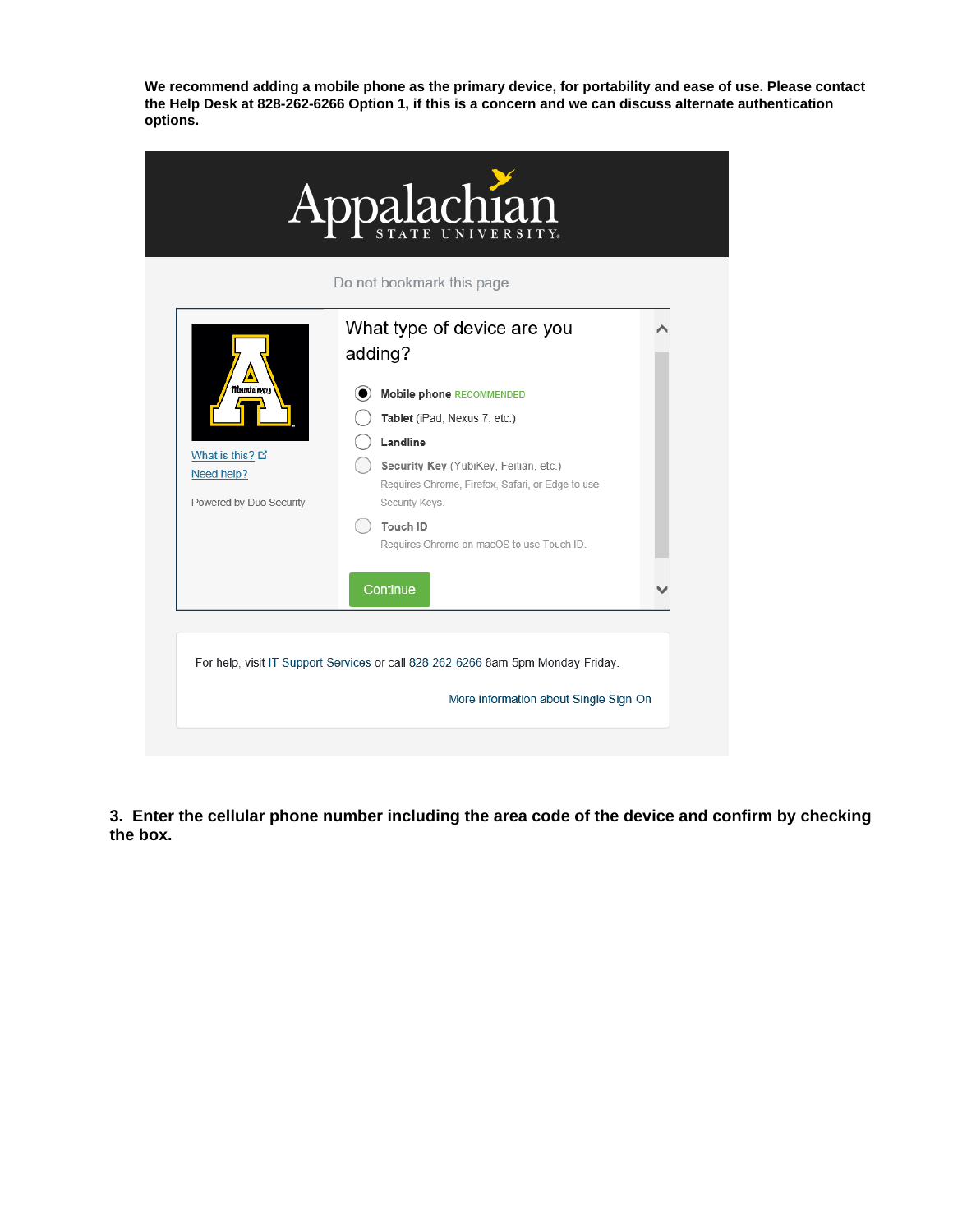**We recommend adding a mobile phone as the primary device, for portability and ease of use. Please contact the Help Desk at 828-262-6266 Option 1, if this is a concern and we can discuss alternate authentication options.**

Appalachian STATE UNIVERSITY

Do not bookmark this page.

What is this?

Need help?

Powered by Duo Security

What type of device are you adding?

- Mobile phone RECOMMENDED
- Tablet (iPad, Nexus 7, etc.)
- Landline
- Security Key (YubiKey, Feitian, etc.) Requires Chrome, Firefox, Safari, or Edge to use Security Keys.
- Touch ID Requires Chrome on macOS to use Touch ID.

Continue

For help, visit IT Support Services or call 828-262-6266 8am-5pm Monday-Friday.

More information about Single Sign-On

**3. Enter the cellular phone number including the area code of the device and confirm by checking the box.**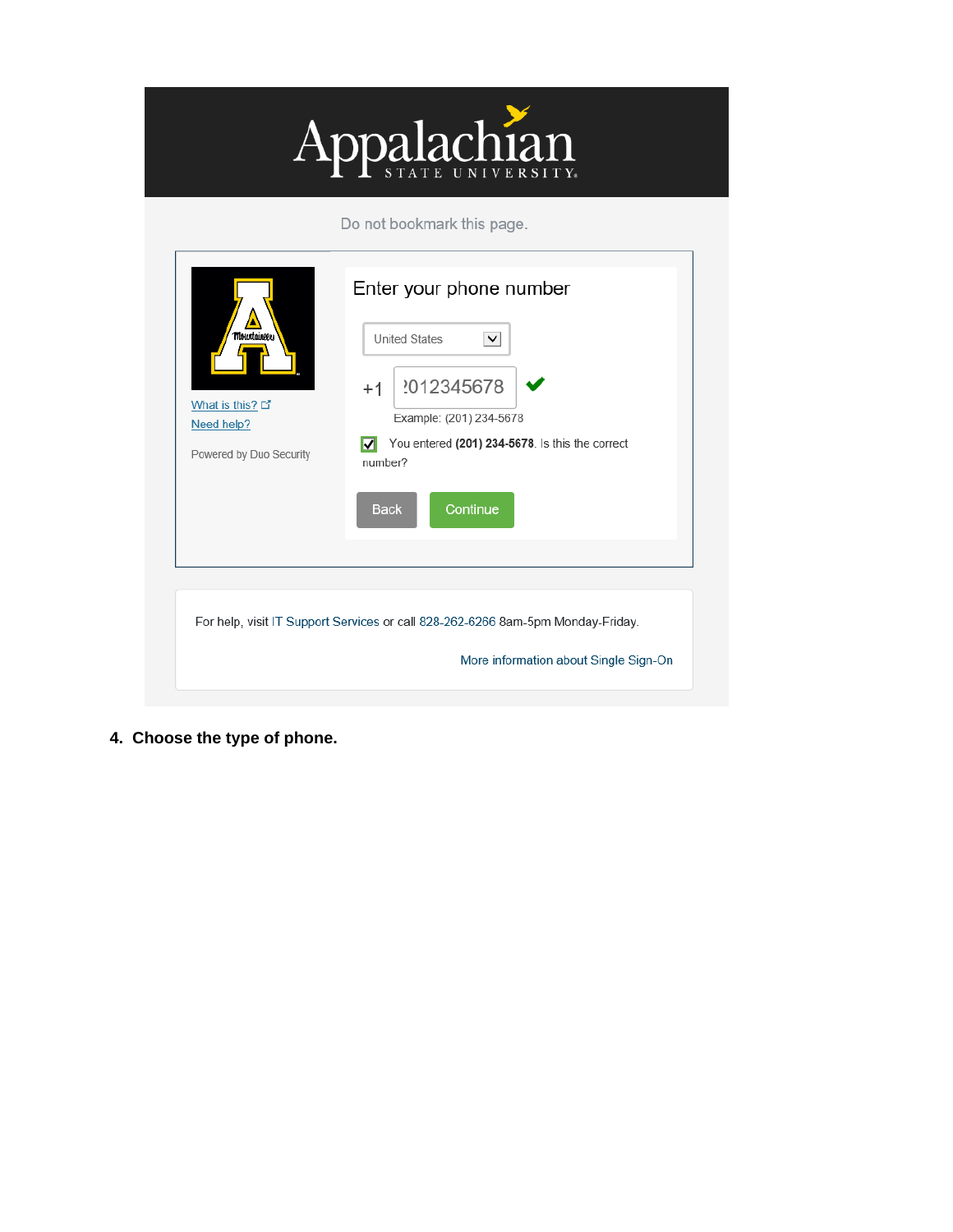Appalachian STATE UNIVERSITY

Do not bookmark this page.

What is this?

Need help?

Powered by Duo Security

Enter your phone number

United States

+1 2012345678

Example: (201) 234-5678

You entered **(201) 234-5678**. Is this the correct number?

Back Continue

For help, visit IT Support Services or call 828-262-6266 8am-5pm Monday-Friday.

More information about Single Sign-On

4. **Choose the type of phone.**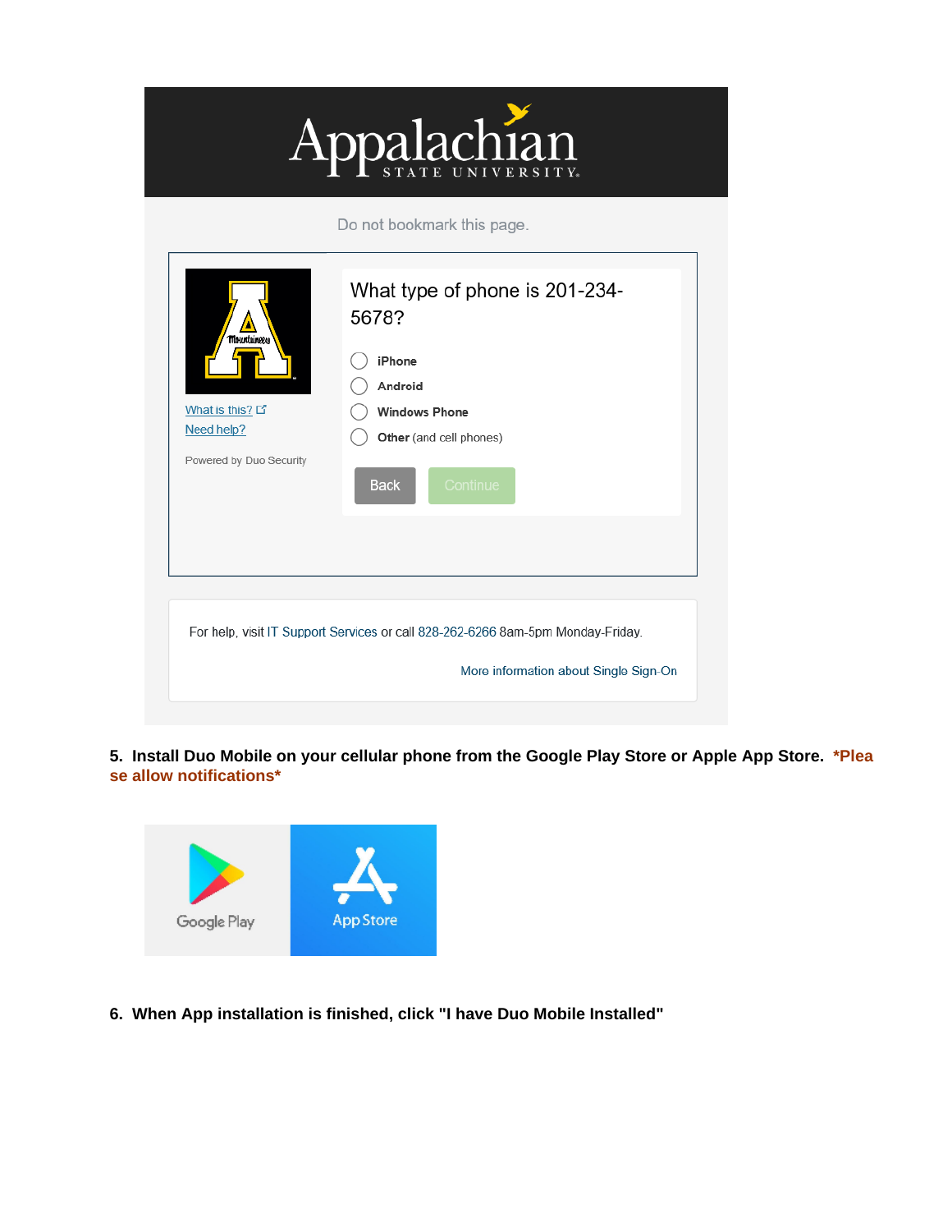Appalachian STATE UNIVERSITY

Do not bookmark this page.

What is this?

Need help?

Powered by Duo Security

What type of phone is 201-234-5678?

- iPhone
- Android
- Windows Phone
- Other (and cell phones)

Back | Continue

For help, visit IT Support Services or call 828-262-6266 8am-5pm Monday-Friday.

More information about Single Sign-On

**5. Install Duo Mobile on your cellular phone from the Google Play Store or Apple App Store. *Please allow notifications***

Google Play | App Store

**6. When App installation is finished, click "I have Duo Mobile Installed"**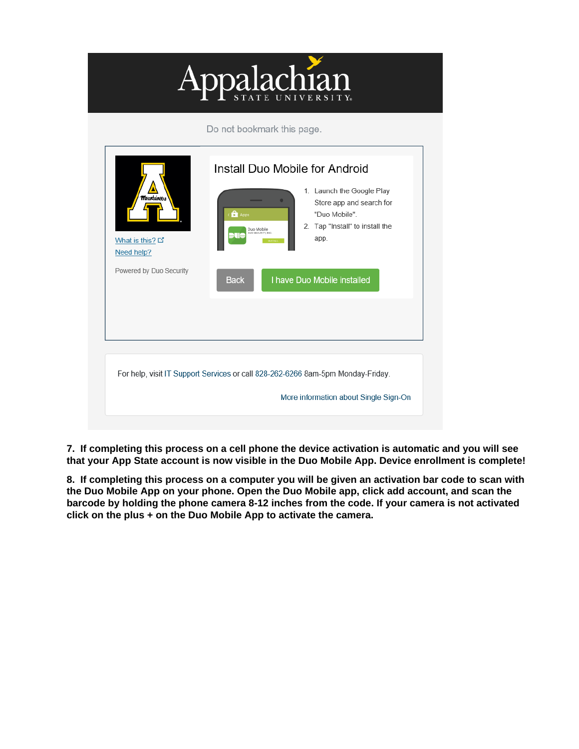Appalachian
STATE UNIVERSITY

Do not bookmark this page.

What is this?
Need help?

Powered by Duo Security

Install Duo Mobile for Android

1. Launch the Google Play Store app and search for "Duo Mobile".
2. Tap "Install" to install the app.

Back | I have Duo Mobile installed

For help, visit IT Support Services or call 828-262-6266 8am-5pm Monday-Friday.

More information about Single Sign-On

**7. If completing this process on a cell phone the device activation is automatic and you will see that your App State account is now visible in the Duo Mobile App. Device enrollment is complete!**

**8. If completing this process on a computer you will be given an activation bar code to scan with the Duo Mobile App on your phone. Open the Duo Mobile app, click add account, and scan the barcode by holding the phone camera 8-12 inches from the code. If your camera is not activated click on the plus + on the Duo Mobile App to activate the camera.**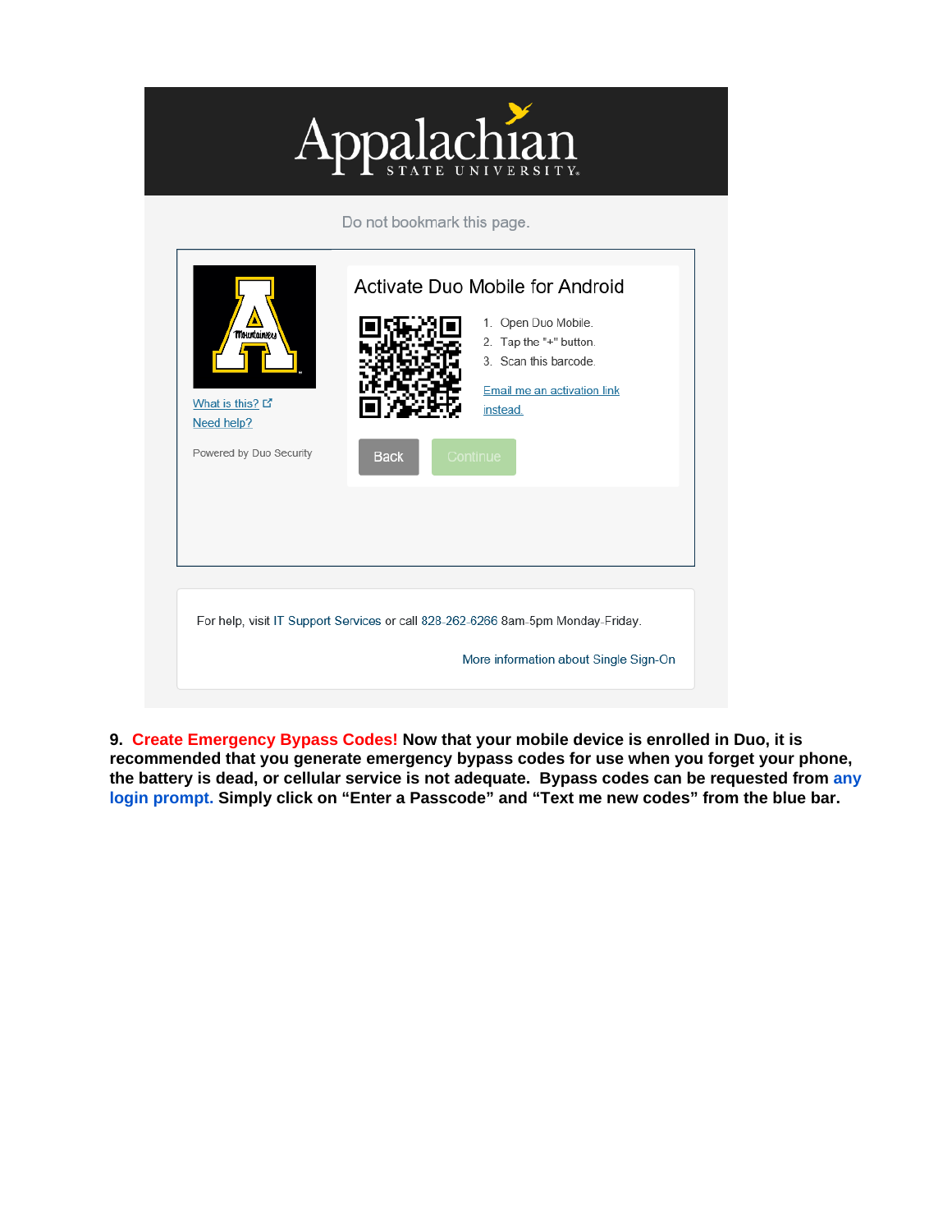Appalachian STATE UNIVERSITY

Do not bookmark this page.

What is this?

Need help?

Powered by Duo Security

## Activate Duo Mobile for Android

1. Open Duo Mobile.
2. Tap the "+" button.
3. Scan this barcode.

Email me an activation link instead.

Back Continue

For help, visit IT Support Services or call 828-262-6266 8am-5pm Monday-Friday.

More information about Single Sign-On

**9. Create Emergency Bypass Codes! Now that your mobile device is enrolled in Duo, it is recommended that you generate emergency bypass codes for use when you forget your phone, the battery is dead, or cellular service is not adequate. Bypass codes can be requested from any login prompt. Simply click on "Enter a Passcode" and "Text me new codes" from the blue bar.**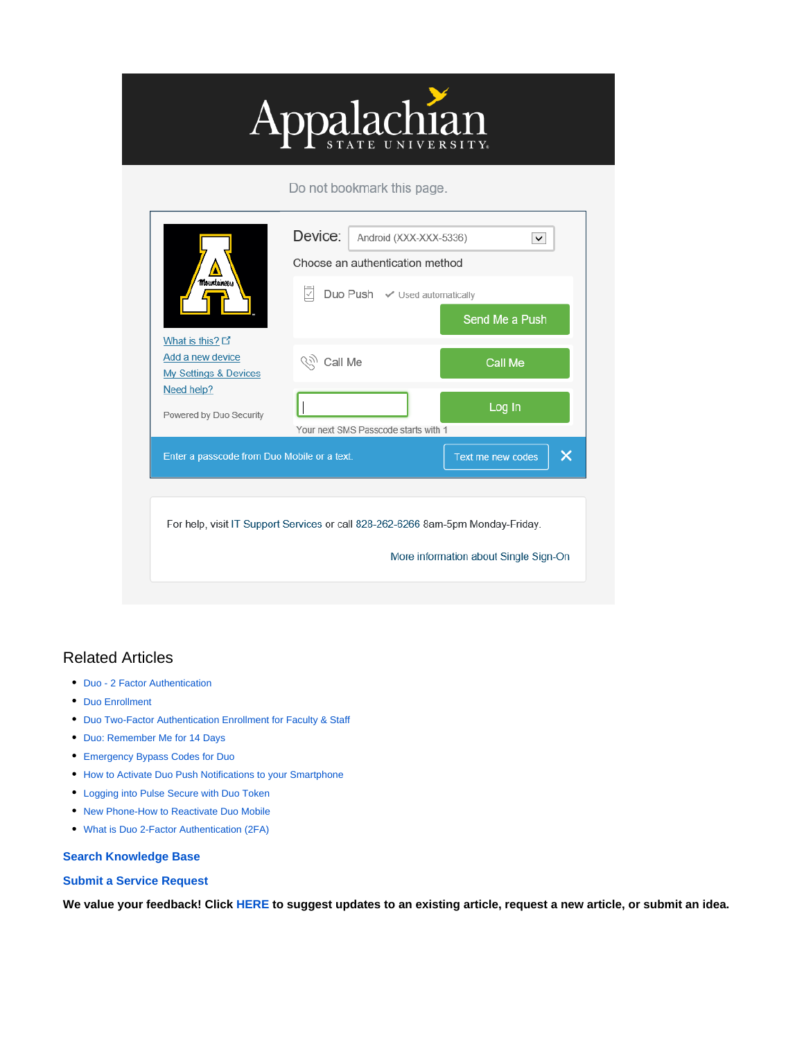Appalachian STATE UNIVERSITY

Do not bookmark this page.

What is this?

Add a new device

My Settings & Devices

Need help?

Powered by Duo Security

Device: Android (XXX-XXX-5336)

Choose an authentication method

Duo Push ✓ Used automatically — Send Me a Push

Call Me — Call Me

Log In

Your next SMS Passcode starts with 1

Enter a passcode from Duo Mobile or a text. — Text me new codes

For help, visit IT Support Services or call 828-262-6266 8am-5pm Monday-Friday.

More information about Single Sign-On

## Related Articles

- Duo - 2 Factor Authentication
- Duo Enrollment
- Duo Two-Factor Authentication Enrollment for Faculty & Staff
- Duo: Remember Me for 14 Days
- Emergency Bypass Codes for Duo
- How to Activate Duo Push Notifications to your Smartphone
- Logging into Pulse Secure with Duo Token
- New Phone-How to Reactivate Duo Mobile
- What is Duo 2-Factor Authentication (2FA)

**Search Knowledge Base**

**Submit a Service Request**

**We value your feedback! Click HERE to suggest updates to an existing article, request a new article, or submit an idea.**